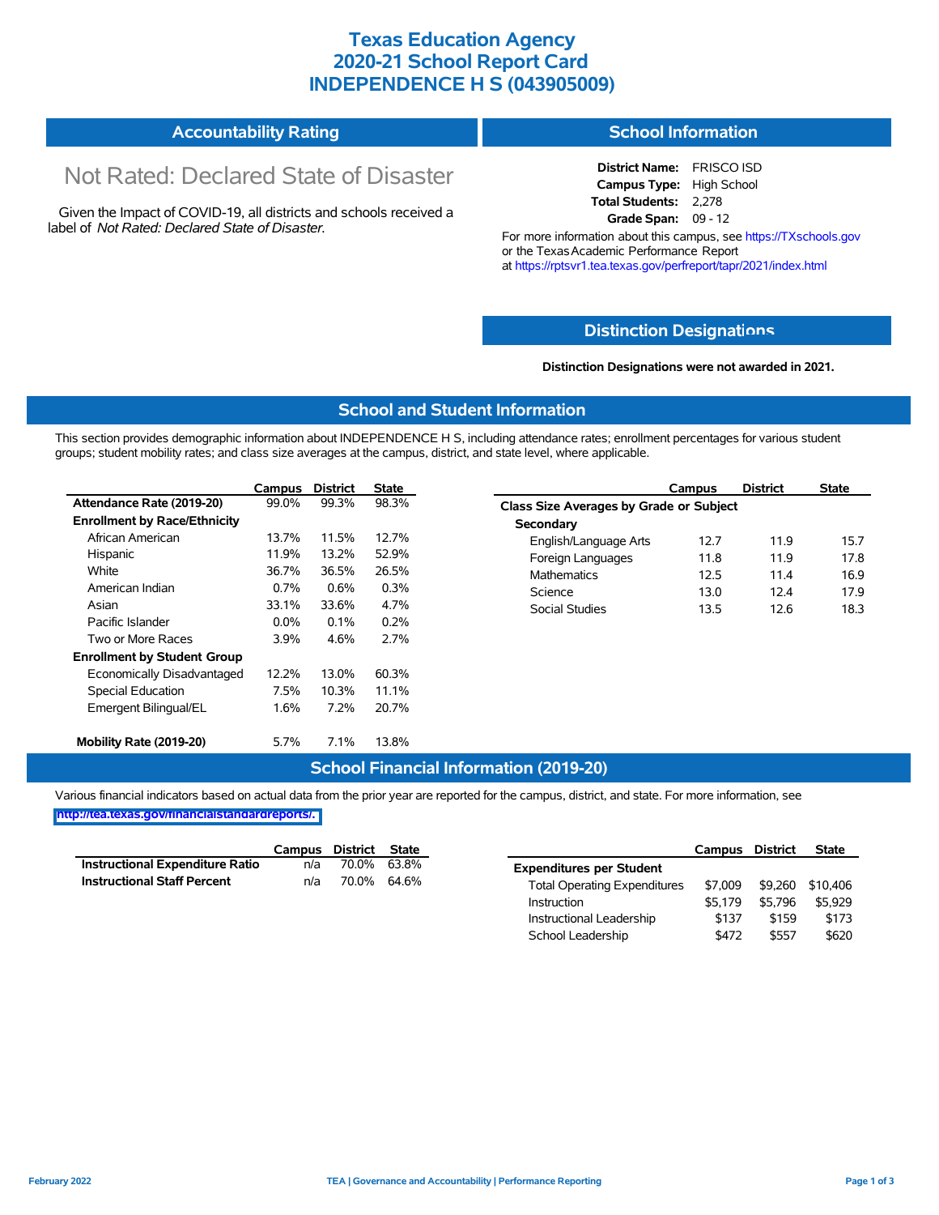# Texas Education Agency
# 2020-21 School Report Card
# INDEPENDENCE H S (043905009)

## Accountability Rating

Not Rated: Declared State of Disaster

Given the Impact of COVID-19, all districts and schools received a label of *Not Rated: Declared State of Disaster*.

## School Information

**District Name:** FRISCO ISD
**Campus Type:** High School
**Total Students:** 2,278
**Grade Span:** 09 - 12

For more information about this campus, see https://TXschools.gov or the Texas Academic Performance Report at https://rptsvr1.tea.texas.gov/perfreport/tapr/2021/index.html

## Distinction Designations

**Distinction Designations were not awarded in 2021.**

## School and Student Information

This section provides demographic information about INDEPENDENCE H S, including attendance rates; enrollment percentages for various student groups; student mobility rates; and class size averages at the campus, district, and state level, where applicable.

| | Campus | District | State |
|---|---|---|---|
| **Attendance Rate (2019-20)** | 99.0% | 99.3% | 98.3% |
| **Enrollment by Race/Ethnicity** | | | |
| African American | 13.7% | 11.5% | 12.7% |
| Hispanic | 11.9% | 13.2% | 52.9% |
| White | 36.7% | 36.5% | 26.5% |
| American Indian | 0.7% | 0.6% | 0.3% |
| Asian | 33.1% | 33.6% | 4.7% |
| Pacific Islander | 0.0% | 0.1% | 0.2% |
| Two or More Races | 3.9% | 4.6% | 2.7% |
| **Enrollment by Student Group** | | | |
| Economically Disadvantaged | 12.2% | 13.0% | 60.3% |
| Special Education | 7.5% | 10.3% | 11.1% |
| Emergent Bilingual/EL | 1.6% | 7.2% | 20.7% |
| **Mobility Rate (2019-20)** | 5.7% | 7.1% | 13.8% |

| | Campus | District | State |
|---|---|---|---|
| **Class Size Averages by Grade or Subject** | | | |
| **Secondary** | | | |
| English/Language Arts | 12.7 | 11.9 | 15.7 |
| Foreign Languages | 11.8 | 11.9 | 17.8 |
| Mathematics | 12.5 | 11.4 | 16.9 |
| Science | 13.0 | 12.4 | 17.9 |
| Social Studies | 13.5 | 12.6 | 18.3 |

## School Financial Information (2019-20)

Various financial indicators based on actual data from the prior year are reported for the campus, district, and state. For more information, see http://tea.texas.gov/financialstandardreports/.

| | Campus | District | State |
|---|---|---|---|
| **Instructional Expenditure Ratio** | n/a | 70.0% | 63.8% |
| **Instructional Staff Percent** | n/a | 70.0% | 64.6% |

| | Campus | District | State |
|---|---|---|---|
| **Expenditures per Student** | | | |
| Total Operating Expenditures | $7,009 | $9,260 | $10,406 |
| Instruction | $5,179 | $5,796 | $5,929 |
| Instructional Leadership | $137 | $159 | $173 |
| School Leadership | $472 | $557 | $620 |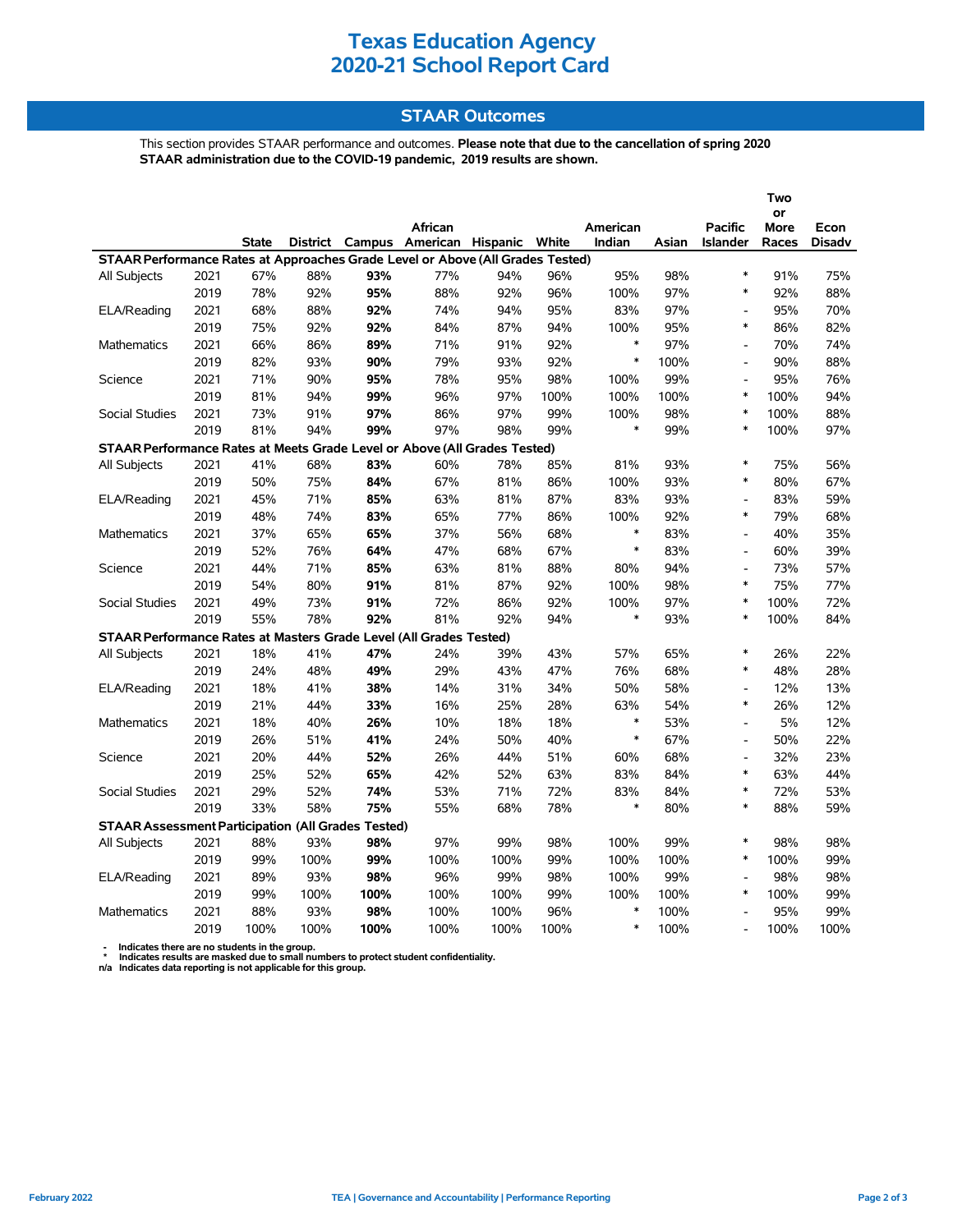# Texas Education Agency
# 2020-21 School Report Card

## STAAR Outcomes

This section provides STAAR performance and outcomes. **Please note that due to the cancellation of spring 2020 STAAR administration due to the COVID-19 pandemic, 2019 results are shown.**

| | | State | District | Campus | African American | Hispanic | White | American Indian | Asian | Pacific Islander | Two or More Races | Econ Disadv |
|---|---|---|---|---|---|---|---|---|---|---|---|---|
| **STAAR Performance Rates at Approaches Grade Level or Above (All Grades Tested)** | | | | | | | | | | | | |
| All Subjects | 2021 | 67% | 88% | **93%** | 77% | 94% | 96% | 95% | 98% | * | 91% | 75% |
| | 2019 | 78% | 92% | **95%** | 88% | 92% | 96% | 100% | 97% | * | 92% | 88% |
| ELA/Reading | 2021 | 68% | 88% | **92%** | 74% | 94% | 95% | 83% | 97% | - | 95% | 70% |
| | 2019 | 75% | 92% | **92%** | 84% | 87% | 94% | 100% | 95% | * | 86% | 82% |
| Mathematics | 2021 | 66% | 86% | **89%** | 71% | 91% | 92% | * | 97% | - | 70% | 74% |
| | 2019 | 82% | 93% | **90%** | 79% | 93% | 92% | * | 100% | - | 90% | 88% |
| Science | 2021 | 71% | 90% | **95%** | 78% | 95% | 98% | 100% | 99% | - | 95% | 76% |
| | 2019 | 81% | 94% | **99%** | 96% | 97% | 100% | 100% | 100% | * | 100% | 94% |
| Social Studies | 2021 | 73% | 91% | **97%** | 86% | 97% | 99% | 100% | 98% | * | 100% | 88% |
| | 2019 | 81% | 94% | **99%** | 97% | 98% | 99% | * | 99% | * | 100% | 97% |
| **STAAR Performance Rates at Meets Grade Level or Above (All Grades Tested)** | | | | | | | | | | | | |
| All Subjects | 2021 | 41% | 68% | **83%** | 60% | 78% | 85% | 81% | 93% | * | 75% | 56% |
| | 2019 | 50% | 75% | **84%** | 67% | 81% | 86% | 100% | 93% | * | 80% | 67% |
| ELA/Reading | 2021 | 45% | 71% | **85%** | 63% | 81% | 87% | 83% | 93% | - | 83% | 59% |
| | 2019 | 48% | 74% | **83%** | 65% | 77% | 86% | 100% | 92% | * | 79% | 68% |
| Mathematics | 2021 | 37% | 65% | **65%** | 37% | 56% | 68% | * | 83% | - | 40% | 35% |
| | 2019 | 52% | 76% | **64%** | 47% | 68% | 67% | * | 83% | - | 60% | 39% |
| Science | 2021 | 44% | 71% | **85%** | 63% | 81% | 88% | 80% | 94% | - | 73% | 57% |
| | 2019 | 54% | 80% | **91%** | 81% | 87% | 92% | 100% | 98% | * | 75% | 77% |
| Social Studies | 2021 | 49% | 73% | **91%** | 72% | 86% | 92% | 100% | 97% | * | 100% | 72% |
| | 2019 | 55% | 78% | **92%** | 81% | 92% | 94% | * | 93% | * | 100% | 84% |
| **STAAR Performance Rates at Masters Grade Level (All Grades Tested)** | | | | | | | | | | | | |
| All Subjects | 2021 | 18% | 41% | **47%** | 24% | 39% | 43% | 57% | 65% | * | 26% | 22% |
| | 2019 | 24% | 48% | **49%** | 29% | 43% | 47% | 76% | 68% | * | 48% | 28% |
| ELA/Reading | 2021 | 18% | 41% | **38%** | 14% | 31% | 34% | 50% | 58% | - | 12% | 13% |
| | 2019 | 21% | 44% | **33%** | 16% | 25% | 28% | 63% | 54% | * | 26% | 12% |
| Mathematics | 2021 | 18% | 40% | **26%** | 10% | 18% | 18% | * | 53% | - | 5% | 12% |
| | 2019 | 26% | 51% | **41%** | 24% | 50% | 40% | * | 67% | - | 50% | 22% |
| Science | 2021 | 20% | 44% | **52%** | 26% | 44% | 51% | 60% | 68% | - | 32% | 23% |
| | 2019 | 25% | 52% | **65%** | 42% | 52% | 63% | 83% | 84% | * | 63% | 44% |
| Social Studies | 2021 | 29% | 52% | **74%** | 53% | 71% | 72% | 83% | 84% | * | 72% | 53% |
| | 2019 | 33% | 58% | **75%** | 55% | 68% | 78% | * | 80% | * | 88% | 59% |
| **STAAR Assessment Participation (All Grades Tested)** | | | | | | | | | | | | |
| All Subjects | 2021 | 88% | 93% | **98%** | 97% | 99% | 98% | 100% | 99% | * | 98% | 98% |
| | 2019 | 99% | 100% | **99%** | 100% | 100% | 99% | 100% | 100% | * | 100% | 99% |
| ELA/Reading | 2021 | 89% | 93% | **98%** | 96% | 99% | 98% | 100% | 99% | - | 98% | 98% |
| | 2019 | 99% | 100% | **100%** | 100% | 100% | 99% | 100% | 100% | * | 100% | 99% |
| Mathematics | 2021 | 88% | 93% | **98%** | 100% | 100% | 96% | * | 100% | - | 95% | 99% |
| | 2019 | 100% | 100% | **100%** | 100% | 100% | 100% | * | 100% | - | 100% | 100% |

- Indicates there are no students in the group.
* Indicates results are masked due to small numbers to protect student confidentiality.
n/a Indicates data reporting is not applicable for this group.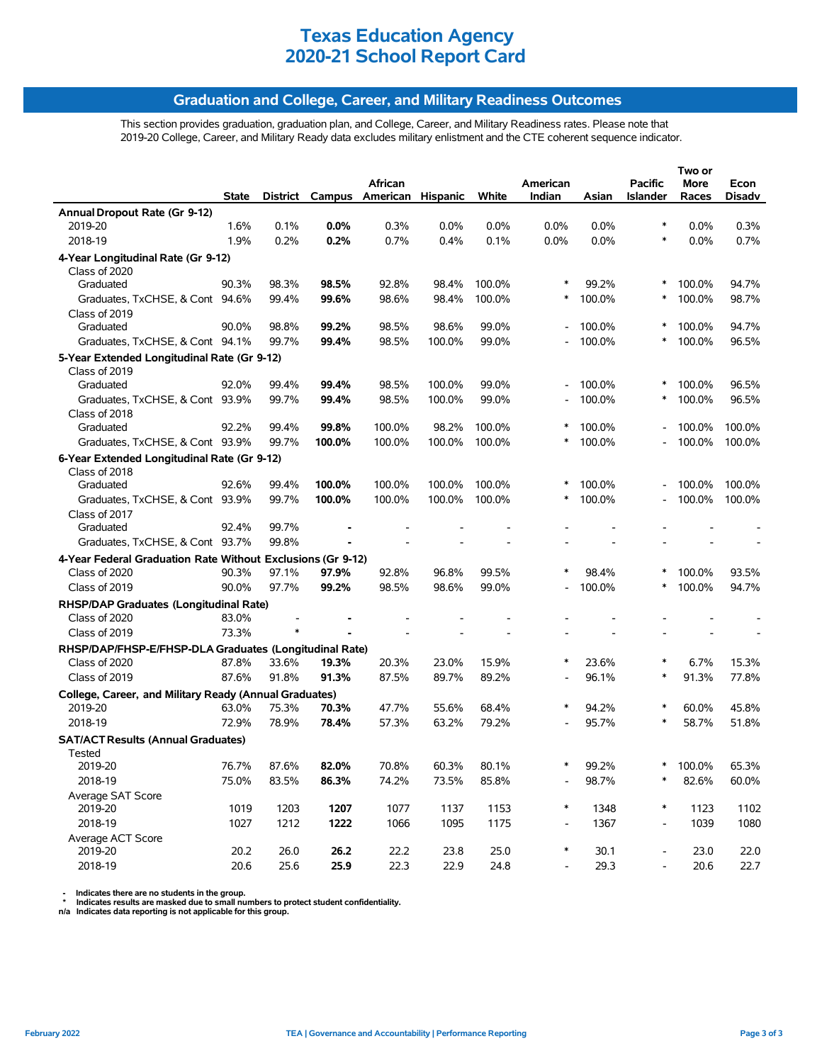# Texas Education Agency
# 2020-21 School Report Card

## Graduation and College, Career, and Military Readiness Outcomes

This section provides graduation, graduation plan, and College, Career, and Military Readiness rates. Please note that 2019-20 College, Career, and Military Ready data excludes military enlistment and the CTE coherent sequence indicator.

| | State | District | Campus | African American | Hispanic | White | American Indian | Asian | Pacific Islander | Two or More Races | Econ Disadv |
|---|---|---|---|---|---|---|---|---|---|---|---|
| **Annual Dropout Rate (Gr 9-12)** | | | | | | | | | | | |
| 2019-20 | 1.6% | 0.1% | **0.0%** | 0.3% | 0.0% | 0.0% | 0.0% | 0.0% | * | 0.0% | 0.3% |
| 2018-19 | 1.9% | 0.2% | **0.2%** | 0.7% | 0.4% | 0.1% | 0.0% | 0.0% | * | 0.0% | 0.7% |
| **4-Year Longitudinal Rate (Gr 9-12)** | | | | | | | | | | | |
| Class of 2020 | | | | | | | | | | | |
| Graduated | 90.3% | 98.3% | **98.5%** | 92.8% | 98.4% | 100.0% | * | 99.2% | * | 100.0% | 94.7% |
| Graduates, TxCHSE, & Cont | 94.6% | 99.4% | **99.6%** | 98.6% | 98.4% | 100.0% | * | 100.0% | * | 100.0% | 98.7% |
| Class of 2019 | | | | | | | | | | | |
| Graduated | 90.0% | 98.8% | **99.2%** | 98.5% | 98.6% | 99.0% | - | 100.0% | * | 100.0% | 94.7% |
| Graduates, TxCHSE, & Cont | 94.1% | 99.7% | **99.4%** | 98.5% | 100.0% | 99.0% | - | 100.0% | * | 100.0% | 96.5% |
| **5-Year Extended Longitudinal Rate (Gr 9-12)** | | | | | | | | | | | |
| Class of 2019 | | | | | | | | | | | |
| Graduated | 92.0% | 99.4% | **99.4%** | 98.5% | 100.0% | 99.0% | - | 100.0% | * | 100.0% | 96.5% |
| Graduates, TxCHSE, & Cont | 93.9% | 99.7% | **99.4%** | 98.5% | 100.0% | 99.0% | - | 100.0% | * | 100.0% | 96.5% |
| Class of 2018 | | | | | | | | | | | |
| Graduated | 92.2% | 99.4% | **99.8%** | 100.0% | 98.2% | 100.0% | * | 100.0% | - | 100.0% | 100.0% |
| Graduates, TxCHSE, & Cont | 93.9% | 99.7% | **100.0%** | 100.0% | 100.0% | 100.0% | * | 100.0% | - | 100.0% | 100.0% |
| **6-Year Extended Longitudinal Rate (Gr 9-12)** | | | | | | | | | | | |
| Class of 2018 | | | | | | | | | | | |
| Graduated | 92.6% | 99.4% | **100.0%** | 100.0% | 100.0% | 100.0% | * | 100.0% | - | 100.0% | 100.0% |
| Graduates, TxCHSE, & Cont | 93.9% | 99.7% | **100.0%** | 100.0% | 100.0% | 100.0% | * | 100.0% | - | 100.0% | 100.0% |
| Class of 2017 | | | | | | | | | | | |
| Graduated | 92.4% | 99.7% | **-** | - | - | - | - | - | - | - | - |
| Graduates, TxCHSE, & Cont | 93.7% | 99.8% | **-** | - | - | - | - | - | - | - | - |
| **4-Year Federal Graduation Rate Without Exclusions (Gr 9-12)** | | | | | | | | | | | |
| Class of 2020 | 90.3% | 97.1% | **97.9%** | 92.8% | 96.8% | 99.5% | * | 98.4% | * | 100.0% | 93.5% |
| Class of 2019 | 90.0% | 97.7% | **99.2%** | 98.5% | 98.6% | 99.0% | - | 100.0% | * | 100.0% | 94.7% |
| **RHSP/DAP Graduates (Longitudinal Rate)** | | | | | | | | | | | |
| Class of 2020 | 83.0% | - | **-** | - | - | - | - | - | - | - | - |
| Class of 2019 | 73.3% | * | **-** | - | - | - | - | - | - | - | - |
| **RHSP/DAP/FHSP-E/FHSP-DLA Graduates (Longitudinal Rate)** | | | | | | | | | | | |
| Class of 2020 | 87.8% | 33.6% | **19.3%** | 20.3% | 23.0% | 15.9% | * | 23.6% | * | 6.7% | 15.3% |
| Class of 2019 | 87.6% | 91.8% | **91.3%** | 87.5% | 89.7% | 89.2% | - | 96.1% | * | 91.3% | 77.8% |
| **College, Career, and Military Ready (Annual Graduates)** | | | | | | | | | | | |
| 2019-20 | 63.0% | 75.3% | **70.3%** | 47.7% | 55.6% | 68.4% | * | 94.2% | * | 60.0% | 45.8% |
| 2018-19 | 72.9% | 78.9% | **78.4%** | 57.3% | 63.2% | 79.2% | - | 95.7% | * | 58.7% | 51.8% |
| **SAT/ACT Results (Annual Graduates)** | | | | | | | | | | | |
| Tested | | | | | | | | | | | |
| 2019-20 | 76.7% | 87.6% | **82.0%** | 70.8% | 60.3% | 80.1% | * | 99.2% | * | 100.0% | 65.3% |
| 2018-19 | 75.0% | 83.5% | **86.3%** | 74.2% | 73.5% | 85.8% | - | 98.7% | * | 82.6% | 60.0% |
| Average SAT Score | | | | | | | | | | | |
| 2019-20 | 1019 | 1203 | **1207** | 1077 | 1137 | 1153 | * | 1348 | * | 1123 | 1102 |
| 2018-19 | 1027 | 1212 | **1222** | 1066 | 1095 | 1175 | - | 1367 | - | 1039 | 1080 |
| Average ACT Score | | | | | | | | | | | |
| 2019-20 | 20.2 | 26.0 | **26.2** | 22.2 | 23.8 | 25.0 | * | 30.1 | - | 23.0 | 22.0 |
| 2018-19 | 20.6 | 25.6 | **25.9** | 22.3 | 22.9 | 24.8 | - | 29.3 | - | 20.6 | 22.7 |

**-** Indicates there are no students in the group.
**\*** Indicates results are masked due to small numbers to protect student confidentiality.
**n/a** Indicates data reporting is not applicable for this group.